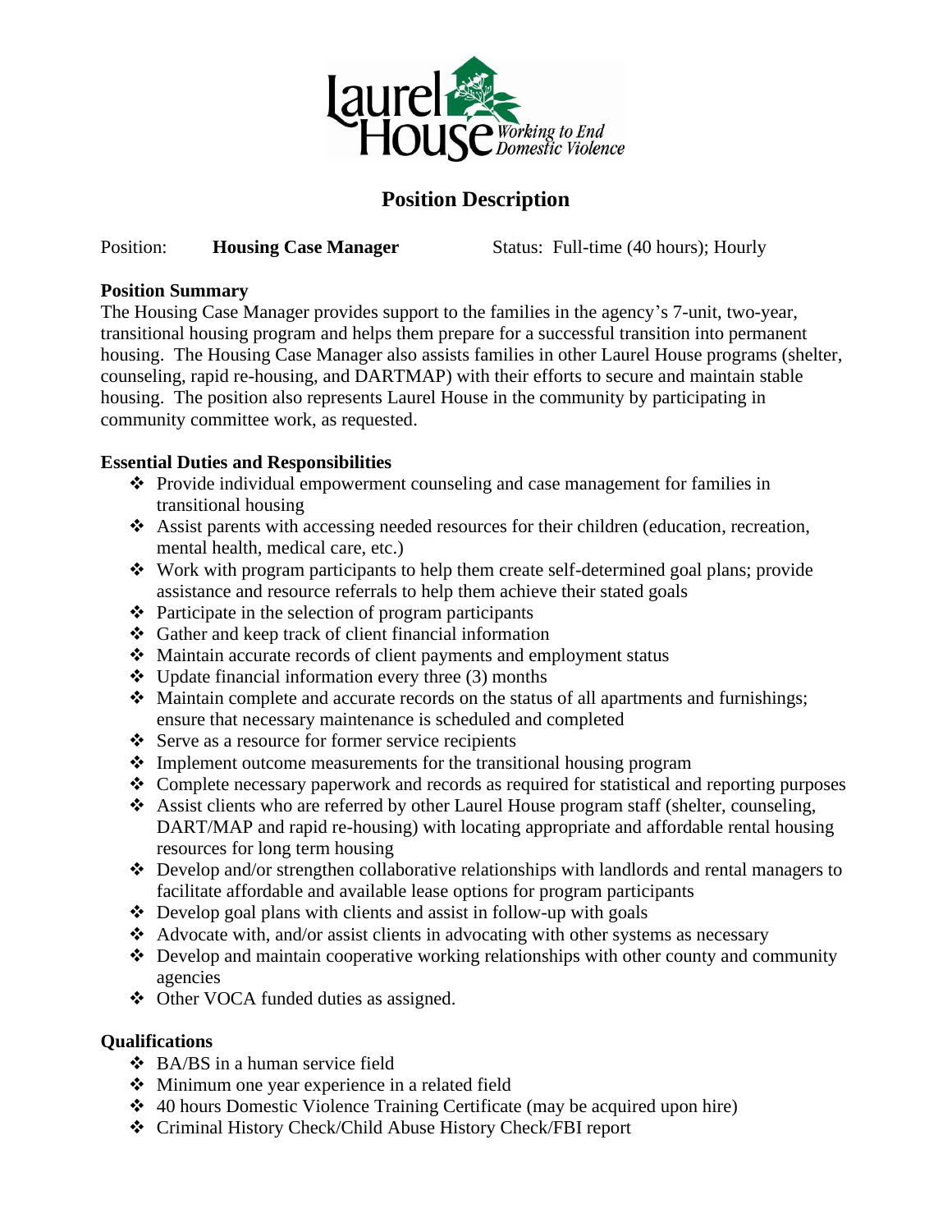Laurel House *Working to End Domestic Violence*

# Position Description

Position: **Housing Case Manager** Status: Full-time (40 hours); Hourly

## Position Summary

The Housing Case Manager provides support to the families in the agency's 7-unit, two-year, transitional housing program and helps them prepare for a successful transition into permanent housing. The Housing Case Manager also assists families in other Laurel House programs (shelter, counseling, rapid re-housing, and DARTMAP) with their efforts to secure and maintain stable housing. The position also represents Laurel House in the community by participating in community committee work, as requested.

## Essential Duties and Responsibilities

- Provide individual empowerment counseling and case management for families in transitional housing
- Assist parents with accessing needed resources for their children (education, recreation, mental health, medical care, etc.)
- Work with program participants to help them create self-determined goal plans; provide assistance and resource referrals to help them achieve their stated goals
- Participate in the selection of program participants
- Gather and keep track of client financial information
- Maintain accurate records of client payments and employment status
- Update financial information every three (3) months
- Maintain complete and accurate records on the status of all apartments and furnishings; ensure that necessary maintenance is scheduled and completed
- Serve as a resource for former service recipients
- Implement outcome measurements for the transitional housing program
- Complete necessary paperwork and records as required for statistical and reporting purposes
- Assist clients who are referred by other Laurel House program staff (shelter, counseling, DART/MAP and rapid re-housing) with locating appropriate and affordable rental housing resources for long term housing
- Develop and/or strengthen collaborative relationships with landlords and rental managers to facilitate affordable and available lease options for program participants
- Develop goal plans with clients and assist in follow-up with goals
- Advocate with, and/or assist clients in advocating with other systems as necessary
- Develop and maintain cooperative working relationships with other county and community agencies
- Other VOCA funded duties as assigned.

## Qualifications

- BA/BS in a human service field
- Minimum one year experience in a related field
- 40 hours Domestic Violence Training Certificate (may be acquired upon hire)
- Criminal History Check/Child Abuse History Check/FBI report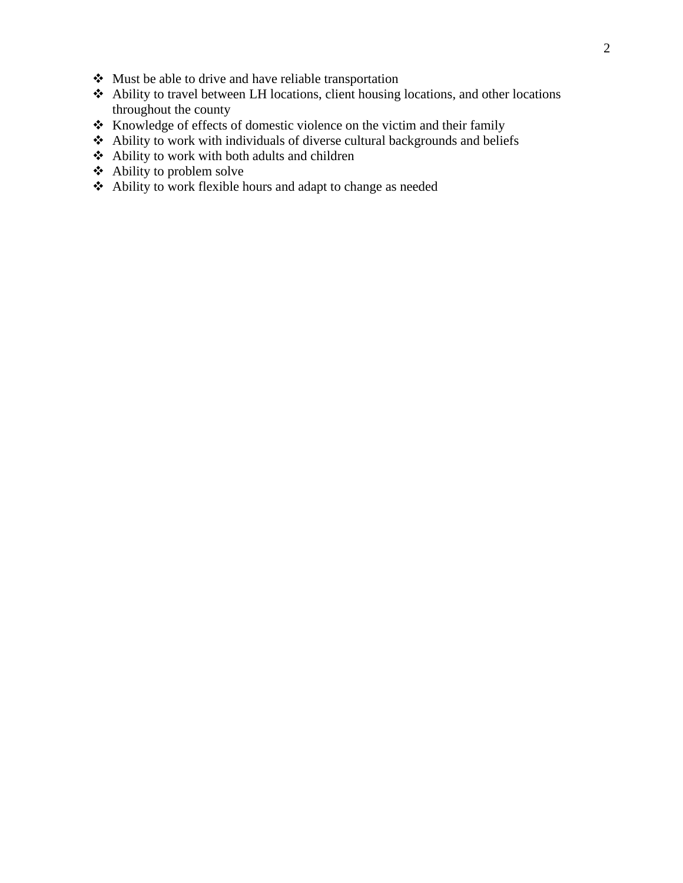- Must be able to drive and have reliable transportation
- Ability to travel between LH locations, client housing locations, and other locations throughout the county
- Knowledge of effects of domestic violence on the victim and their family
- Ability to work with individuals of diverse cultural backgrounds and beliefs
- Ability to work with both adults and children
- Ability to problem solve
- Ability to work flexible hours and adapt to change as needed